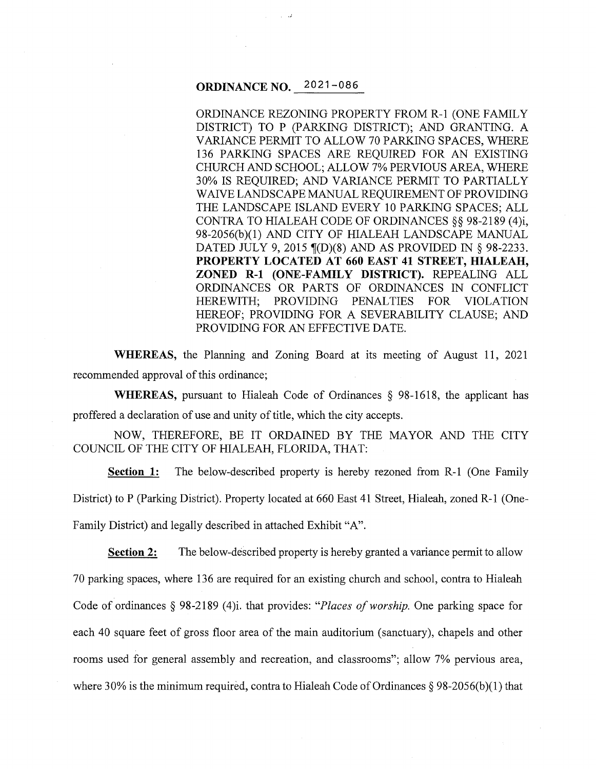# ORDINANCE NO. 2021-086

ORDINANCE REZONING PROPERTY FROM R-1 (ONE FAMILY DISTRICT) TO P (PARKING DISTRICT); AND GRANTING. A VARIANCE PERMIT TO ALLOW 70 PARKING SPACES, WHERE 136 PARKING SPACES ARE REQUIRED FOR AN EXISTING CHURCH AND SCHOOL; ALLOW 7% PERVIOUS AREA, WHERE 30% IS REQUIRED; AND VARIANCE PERMIT TO PARTIALLY WAIVE LANDSCAPE MANUAL REQUIREMENT OF PROVIDING THE LANDSCAPE ISLAND EVERY 10 PARKING SPACES; ALL CONTRA TO HIALEAH CODE OF ORDINANCES §§ 98-2189 (4)i, 98-2056(b)(1) AND CITY OF HIALEAH LANDSCAPE MANUAL DATED JULY 9, 2015 ¶(D)(8) AND AS PROVIDED IN § 98-2233. **PROPERTY LOCATED AT 660 EAST 41 STREET, HIALEAH, ZONED R-1 (ONE-FAMILY DISTRICT).** REPEALING ALL ORDINANCES OR PARTS OF ORDINANCES IN CONFLICT HEREWITH; PROVIDING PENALTIES FOR VIOLATION HEREOF; PROVIDING FOR A SEVERABILITY CLAUSE; AND PROVIDING FOR AN EFFECTIVE DATE.

**WHEREAS,** the Planning and Zoning Board at its meeting of August 11, 2021 recommended approval of this ordinance;

**WHEREAS,** pursuant to Hialeah Code of Ordinances § 98-1618, the applicant has proffered a declaration of use and unity of title, which the city accepts.

NOW, THEREFORE, BE IT ORDAINED BY THE MAYOR AND THE CITY COUNCIL OF THE CITY OF HIALEAH, FLORIDA, THAT:

**Section 1:** The below-described property is hereby rezoned from R-1 (One Family District) to P (Parking District). Property located at 660 East 41 Street, Hialeah, zoned R-1 (One-Family District) and legally described in attached Exhibit "A".

**Section 2:** The below-described property is hereby granted a variance permit to allow 70 parking spaces, where 136 are required for an existing church and school, contra to Hialeah Code of ordinances § 98-2189 (4)i. that provides: "*Places of worship.* One parking space for each 40 square feet of gross floor area of the main auditorium (sanctuary), chapels and other rooms used for general assembly and recreation, and classrooms"; allow 7% pervious area, where 30% is the minimum required, contra to Hialeah Code of Ordinances § 98-2056(b)(1) that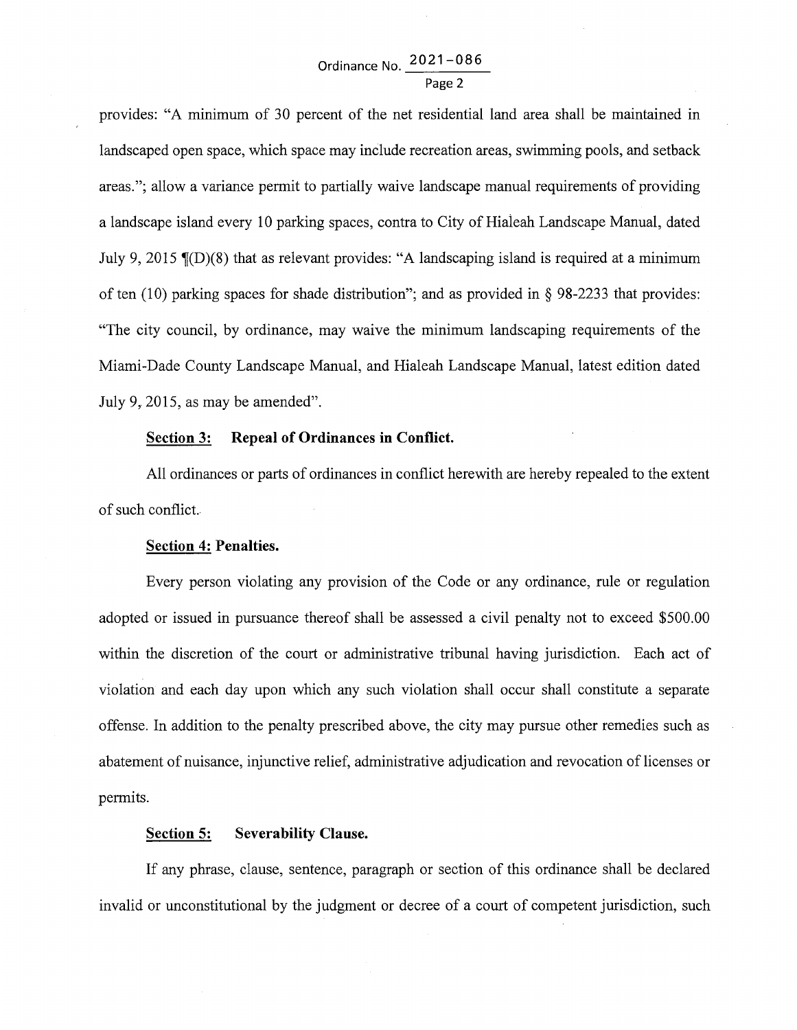provides: "A minimum of 30 percent of the net residential land area shall be maintained in landscaped open space, which space may include recreation areas, swimming pools, and setback areas."; allow a variance permit to partially waive landscape manual requirements of providing a landscape island every 10 parking spaces, contra to City of Hialeah Landscape Manual, dated July 9, 2015 ¶(D)(8) that as relevant provides: "A landscaping island is required at a minimum of ten (10) parking spaces for shade distribution"; and as provided in § 98-2233 that provides: "The city council, by ordinance, may waive the minimum landscaping requirements of the Miami-Dade County Landscape Manual, and Hialeah Landscape Manual, latest edition dated July 9, 2015, as may be amended".

**Section 3: Repeal of Ordinances in Conflict.**

All ordinances or parts of ordinances in conflict herewith are hereby repealed to the extent of such conflict.

**Section 4: Penalties.**

Every person violating any provision of the Code or any ordinance, rule or regulation adopted or issued in pursuance thereof shall be assessed a civil penalty not to exceed $500.00 within the discretion of the court or administrative tribunal having jurisdiction. Each act of violation and each day upon which any such violation shall occur shall constitute a separate offense. In addition to the penalty prescribed above, the city may pursue other remedies such as abatement of nuisance, injunctive relief, administrative adjudication and revocation of licenses or permits.

**Section 5: Severability Clause.**

If any phrase, clause, sentence, paragraph or section of this ordinance shall be declared invalid or unconstitutional by the judgment or decree of a court of competent jurisdiction, such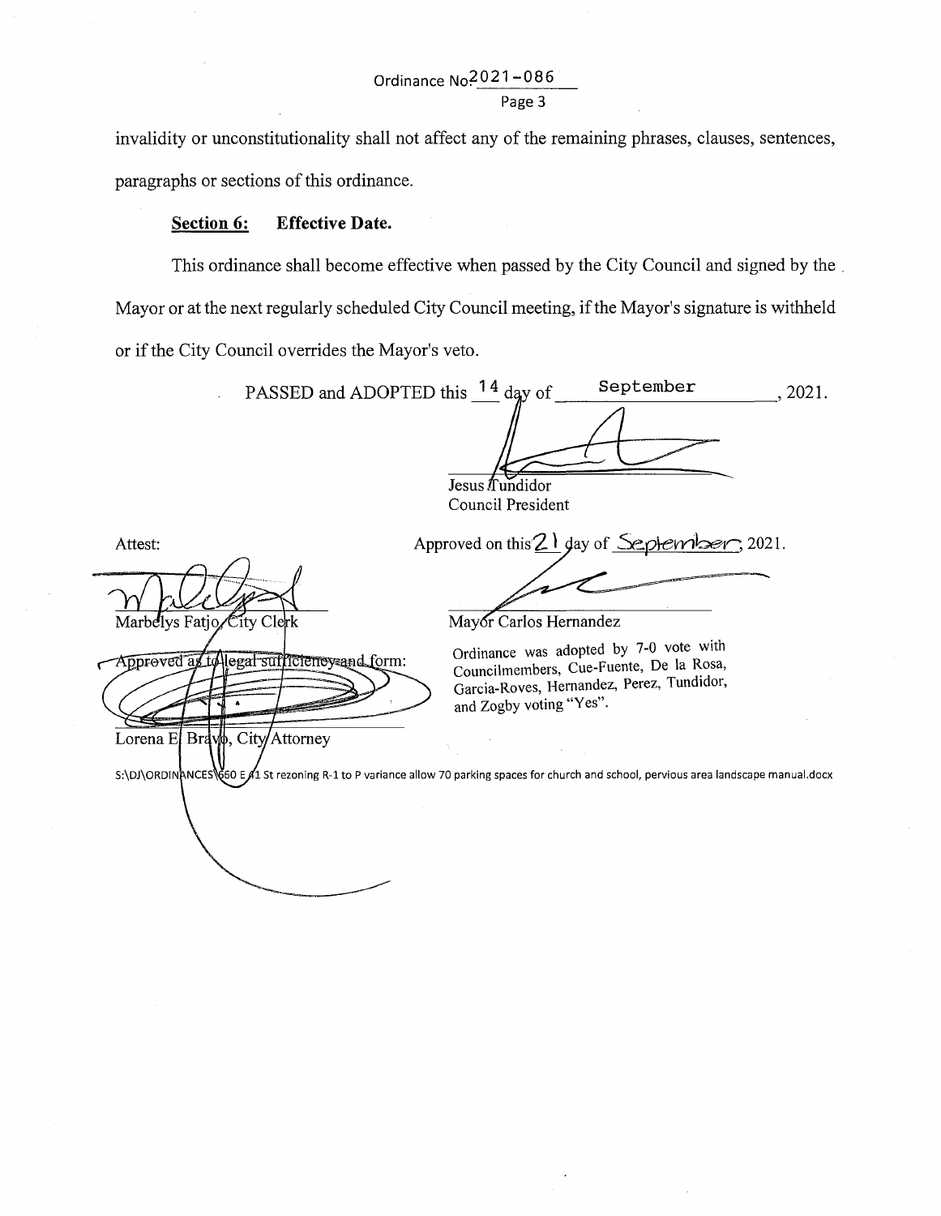Ordinance No. 2021-086

invalidity or unconstitutionality shall not affect any of the remaining phrases, clauses, sentences, paragraphs or sections of this ordinance.

**Section 6:** **Effective Date.**

This ordinance shall become effective when passed by the City Council and signed by the Mayor or at the next regularly scheduled City Council meeting, if the Mayor's signature is withheld or if the City Council overrides the Mayor's veto.

PASSED and ADOPTED this 14 day of September, 2021.

Jesus Tundidor
Council President

Attest:

Marbelys Fatjo, City Clerk

Approved on this 21 day of September, 2021.

Mayor Carlos Hernandez

Approved as to legal sufficiency and form:

Lorena E. Bravo, City Attorney

Ordinance was adopted by 7-0 vote with Councilmembers, Cue-Fuente, De la Rosa, Garcia-Roves, Hernandez, Perez, Tundidor, and Zogby voting "Yes".

S:\DJ\ORDINANCES\660 E 41 St rezoning R-1 to P variance allow 70 parking spaces for church and school, pervious area landscape manual.docx